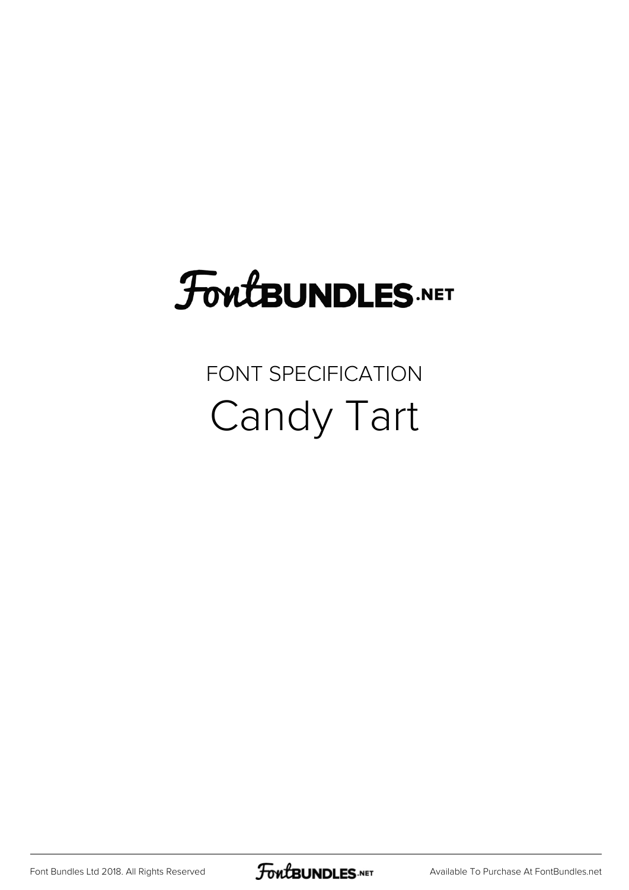# FontBUNDLES.NET

FONT SPECIFICATION

## Candy Tart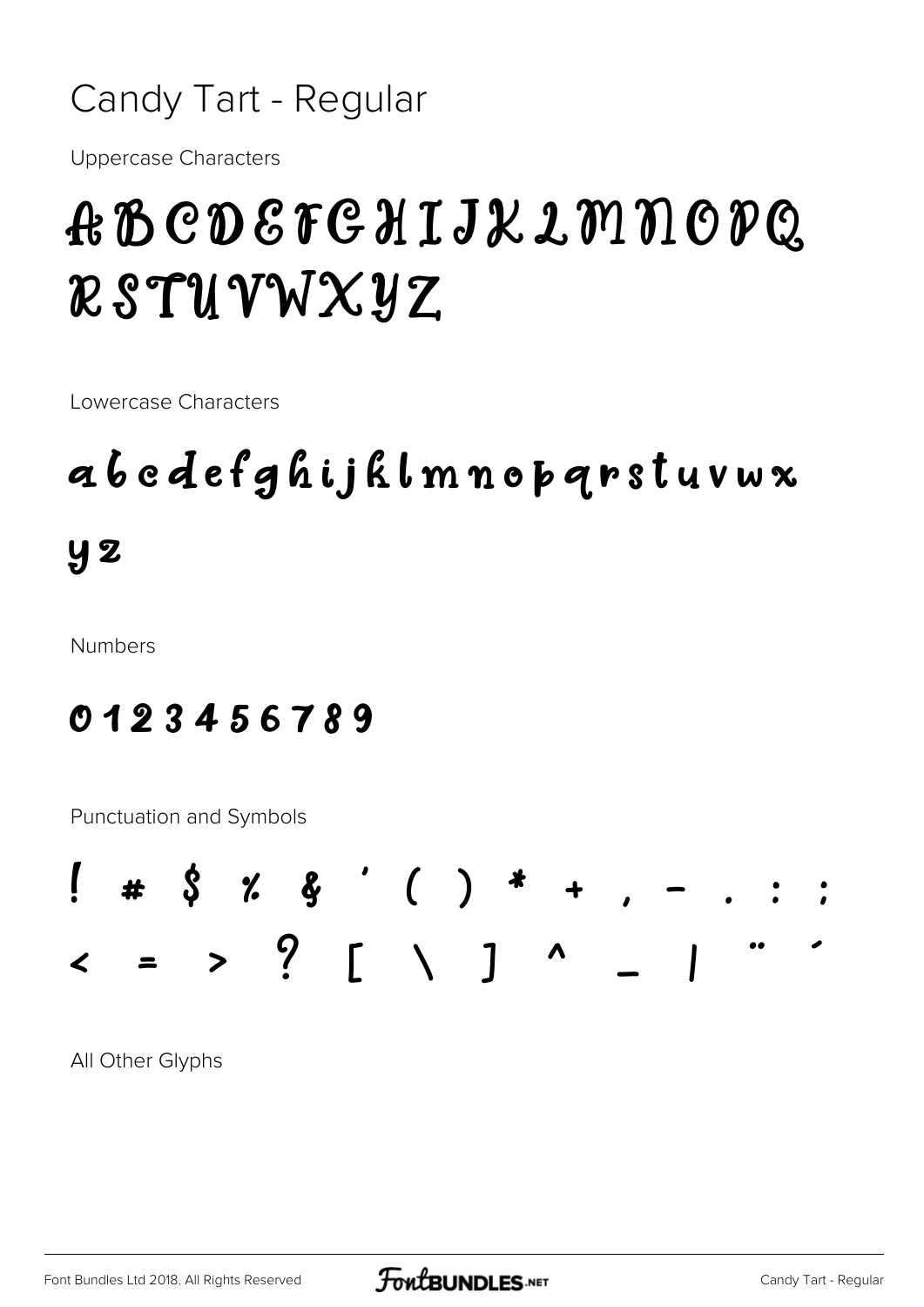# Candy Tart - Regular

Uppercase Characters

ABCDEFGHIJKLMNOPQ
RSTUVWXYZ

Lowercase Characters

abcdefghijklmnopqrstuvwx
yz

Numbers

0123456789

Punctuation and Symbols

! # $ % & ' ( ) * + , - . : ;
< = > ? [ \ ] ^ _ | ¨ ´

All Other Glyphs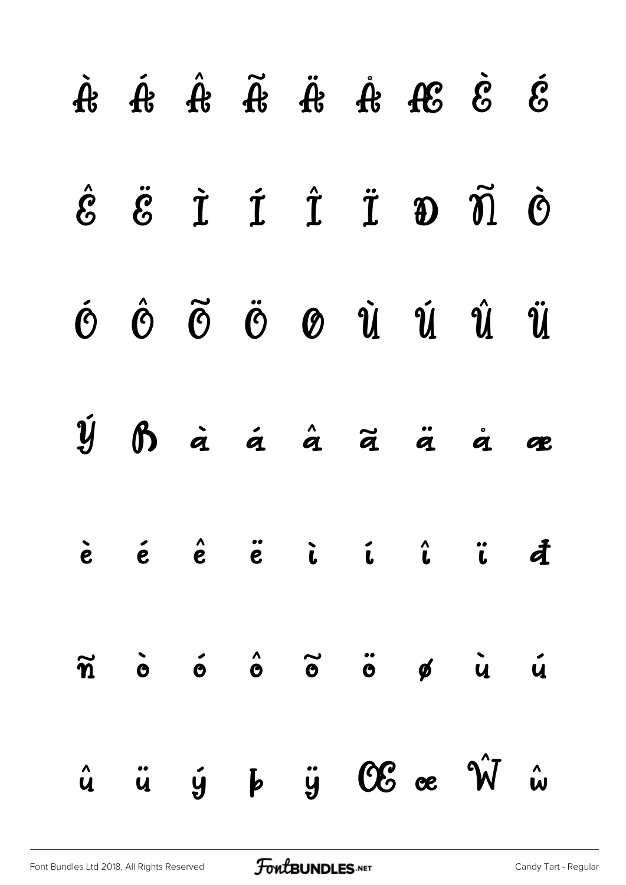À Á Â Ã Ä Å Æ È É

Ê Ë Ì Í Î Ï Ð Ñ Ò

Ó Ô Õ Ö Ø Ù Ú Û Ü

Ý ß à á â ã ä å æ

è é ê ë ì í î ï ð

ñ ò ó ô õ ö ø ù ú

û ü ý þ ÿ Œ œ Ŵ ŵ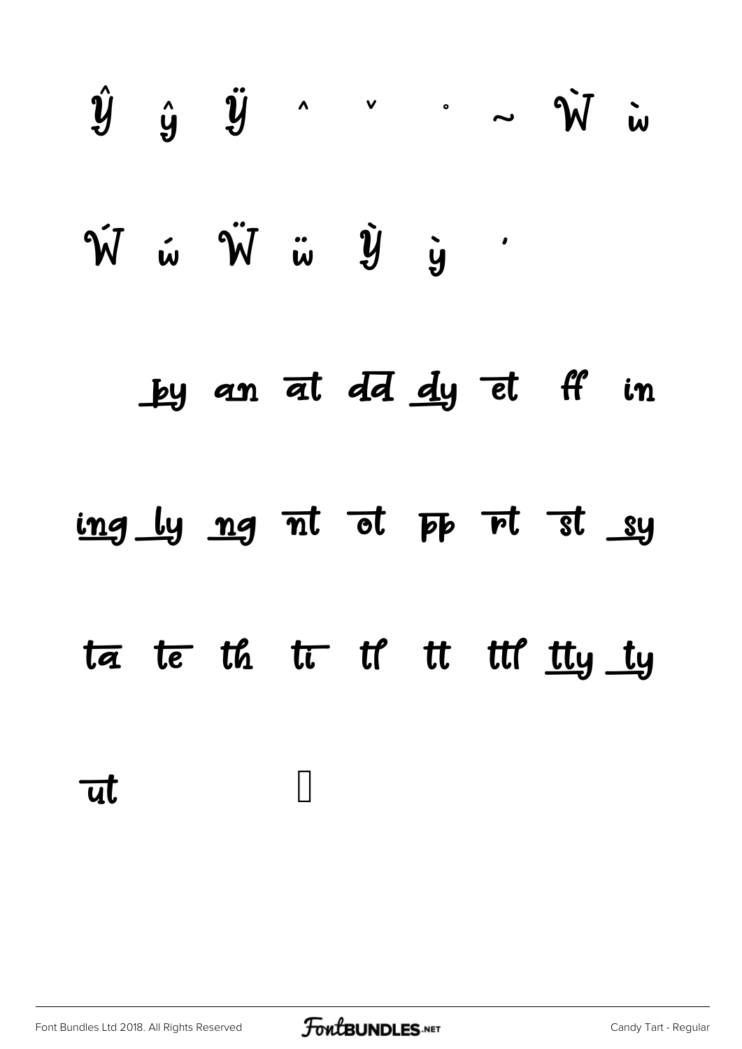Ŷ ŷ Ÿ ˆ ˇ ˚ ˜ Ẁ ẁ

Ẃ ẃ Ẅ ẅ Ỳ ỳ ’

_by an at dd _dy et ff in

ing _ly _ng nt ot pp rt st _sy

ta te th ti tl tt ttl tty _ty

ut